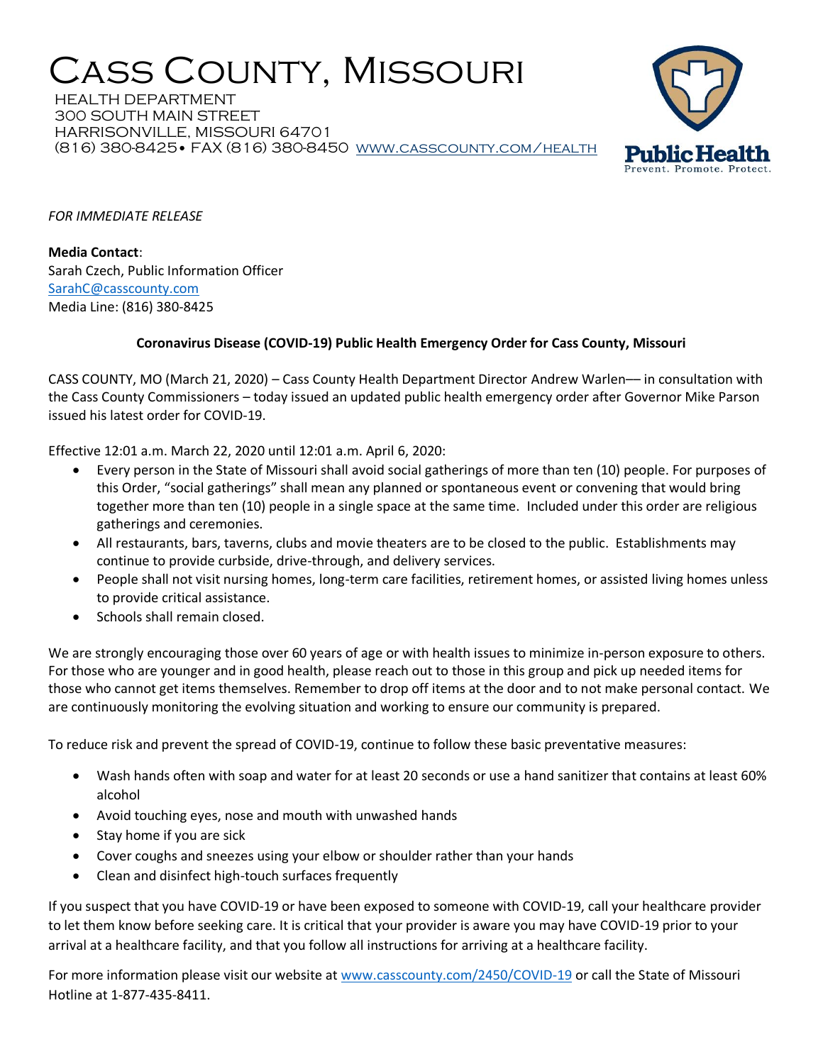# Cass County, Missouri

HEALTH DEPARTMENT
300 SOUTH MAIN STREET
HARRISONVILLE, MISSOURI 64701
(816) 380-8425• FAX (816) 380-8450 WWW.CASSCOUNTY.COM/HEALTH

Public Health
Prevent. Promote. Protect.

*FOR IMMEDIATE RELEASE*

**Media Contact**:
Sarah Czech, Public Information Officer
SarahC@casscounty.com
Media Line: (816) 380-8425

**Coronavirus Disease (COVID-19) Public Health Emergency Order for Cass County, Missouri**

CASS COUNTY, MO (March 21, 2020) – Cass County Health Department Director Andrew Warlen–– in consultation with the Cass County Commissioners – today issued an updated public health emergency order after Governor Mike Parson issued his latest order for COVID-19.

Effective 12:01 a.m. March 22, 2020 until 12:01 a.m. April 6, 2020:

- Every person in the State of Missouri shall avoid social gatherings of more than ten (10) people. For purposes of this Order, "social gatherings" shall mean any planned or spontaneous event or convening that would bring together more than ten (10) people in a single space at the same time. Included under this order are religious gatherings and ceremonies.
- All restaurants, bars, taverns, clubs and movie theaters are to be closed to the public. Establishments may continue to provide curbside, drive-through, and delivery services.
- People shall not visit nursing homes, long-term care facilities, retirement homes, or assisted living homes unless to provide critical assistance.
- Schools shall remain closed.

We are strongly encouraging those over 60 years of age or with health issues to minimize in-person exposure to others. For those who are younger and in good health, please reach out to those in this group and pick up needed items for those who cannot get items themselves. Remember to drop off items at the door and to not make personal contact. We are continuously monitoring the evolving situation and working to ensure our community is prepared.

To reduce risk and prevent the spread of COVID-19, continue to follow these basic preventative measures:

- Wash hands often with soap and water for at least 20 seconds or use a hand sanitizer that contains at least 60% alcohol
- Avoid touching eyes, nose and mouth with unwashed hands
- Stay home if you are sick
- Cover coughs and sneezes using your elbow or shoulder rather than your hands
- Clean and disinfect high-touch surfaces frequently

If you suspect that you have COVID-19 or have been exposed to someone with COVID-19, call your healthcare provider to let them know before seeking care. It is critical that your provider is aware you may have COVID-19 prior to your arrival at a healthcare facility, and that you follow all instructions for arriving at a healthcare facility.

For more information please visit our website at www.casscounty.com/2450/COVID-19 or call the State of Missouri Hotline at 1-877-435-8411.